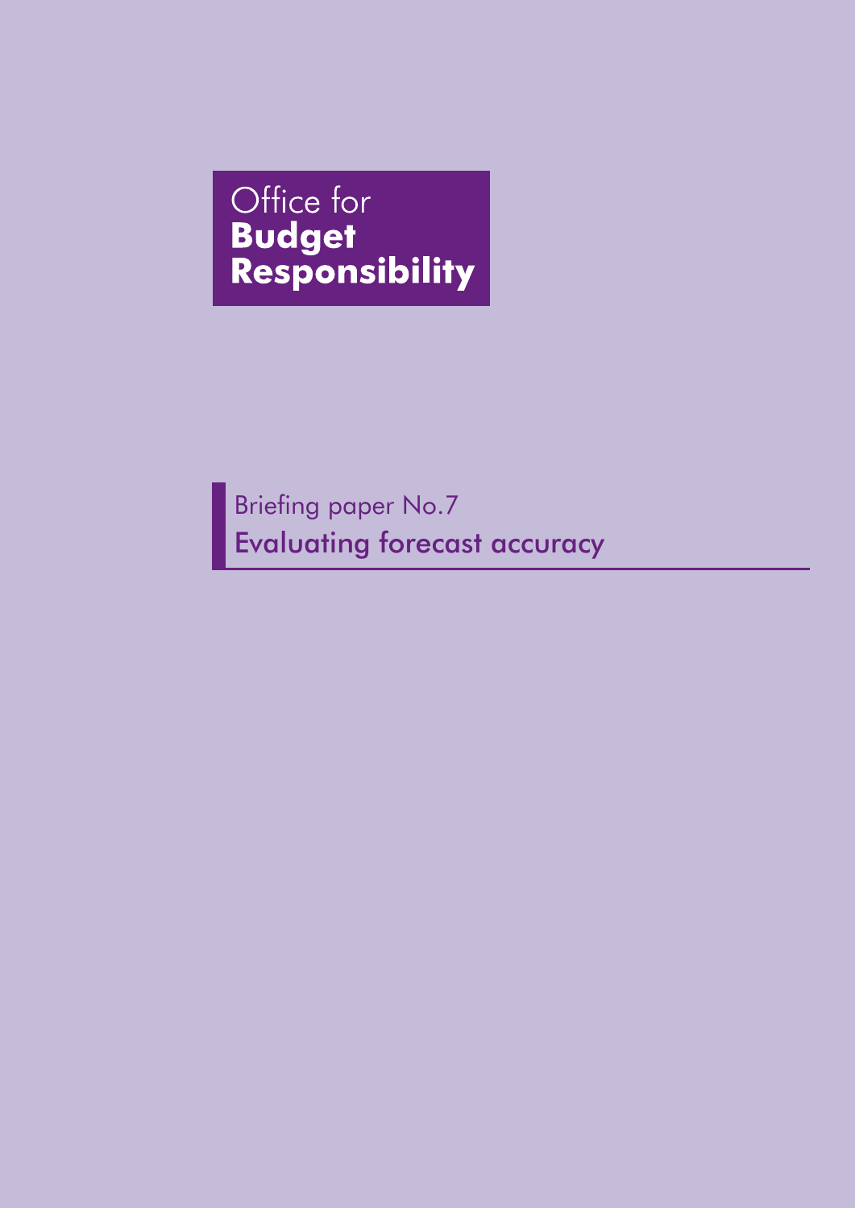Office for
**Budget**
**Responsibility**

Briefing paper No.7

# Evaluating forecast accuracy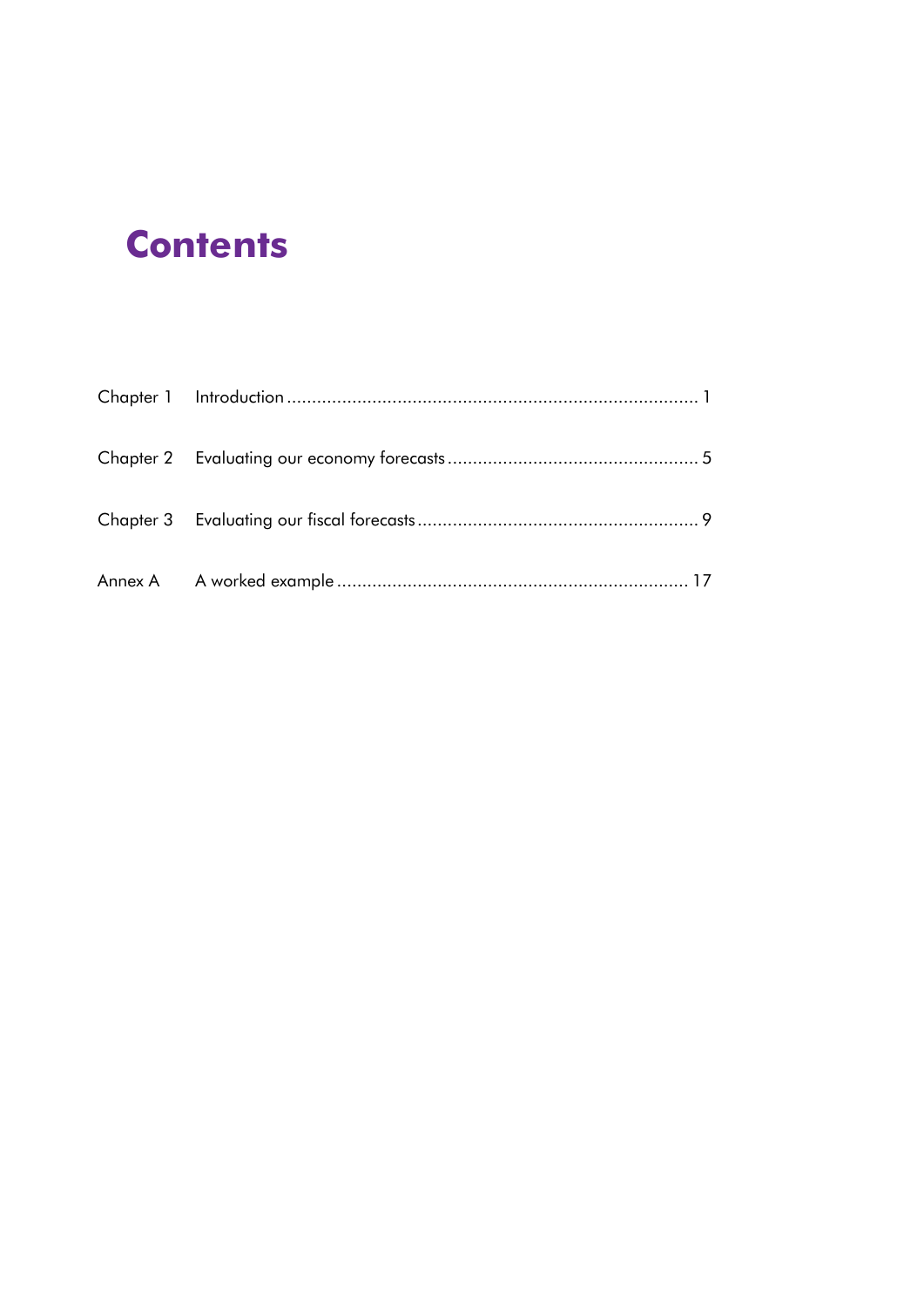# Contents

| | | |
|---|---|---|
| Chapter 1 | Introduction | 1 |
| Chapter 2 | Evaluating our economy forecasts | 5 |
| Chapter 3 | Evaluating our fiscal forecasts | 9 |
| Annex A | A worked example | 17 |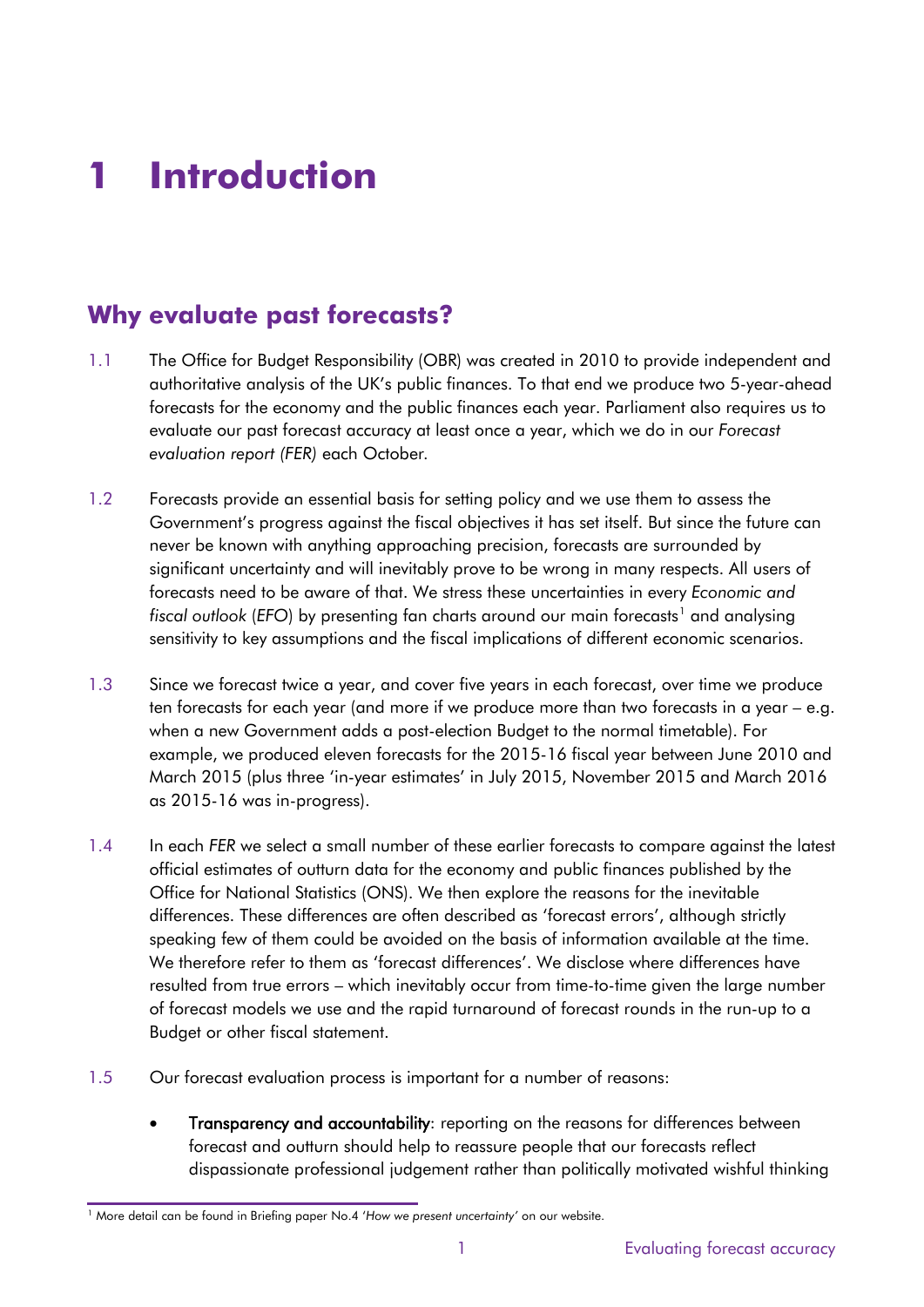# 1 Introduction

## Why evaluate past forecasts?

1.1 The Office for Budget Responsibility (OBR) was created in 2010 to provide independent and authoritative analysis of the UK's public finances. To that end we produce two 5-year-ahead forecasts for the economy and the public finances each year. Parliament also requires us to evaluate our past forecast accuracy at least once a year, which we do in our *Forecast evaluation report (FER)* each October.

1.2 Forecasts provide an essential basis for setting policy and we use them to assess the Government's progress against the fiscal objectives it has set itself. But since the future can never be known with anything approaching precision, forecasts are surrounded by significant uncertainty and will inevitably prove to be wrong in many respects. All users of forecasts need to be aware of that. We stress these uncertainties in every *Economic and fiscal outlook* (*EFO*) by presenting fan charts around our main forecasts[1] and analysing sensitivity to key assumptions and the fiscal implications of different economic scenarios.

1.3 Since we forecast twice a year, and cover five years in each forecast, over time we produce ten forecasts for each year (and more if we produce more than two forecasts in a year – e.g. when a new Government adds a post-election Budget to the normal timetable). For example, we produced eleven forecasts for the 2015-16 fiscal year between June 2010 and March 2015 (plus three 'in-year estimates' in July 2015, November 2015 and March 2016 as 2015-16 was in-progress).

1.4 In each *FER* we select a small number of these earlier forecasts to compare against the latest official estimates of outturn data for the economy and public finances published by the Office for National Statistics (ONS). We then explore the reasons for the inevitable differences. These differences are often described as 'forecast errors', although strictly speaking few of them could be avoided on the basis of information available at the time. We therefore refer to them as 'forecast differences'. We disclose where differences have resulted from true errors – which inevitably occur from time-to-time given the large number of forecast models we use and the rapid turnaround of forecast rounds in the run-up to a Budget or other fiscal statement.

1.5 Our forecast evaluation process is important for a number of reasons:

- **Transparency and accountability**: reporting on the reasons for differences between forecast and outturn should help to reassure people that our forecasts reflect dispassionate professional judgement rather than politically motivated wishful thinking

[1] More detail can be found in Briefing paper No.4 '*How we present uncertainty*' on our website.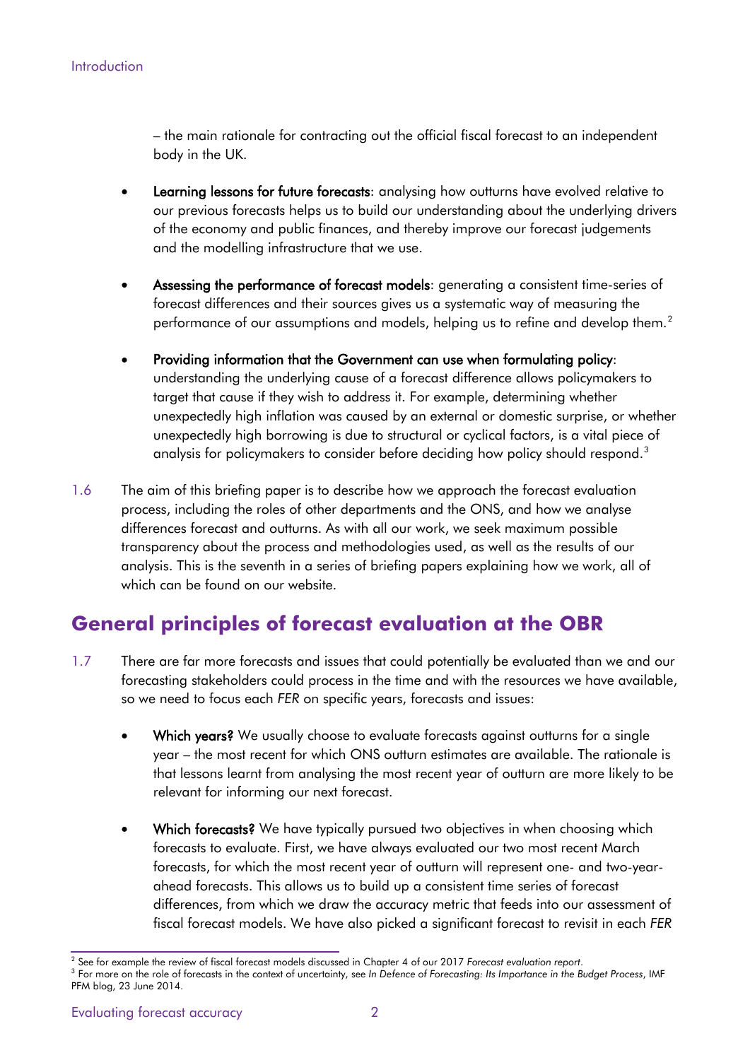– the main rationale for contracting out the official fiscal forecast to an independent body in the UK.

- **Learning lessons for future forecasts**: analysing how outturns have evolved relative to our previous forecasts helps us to build our understanding about the underlying drivers of the economy and public finances, and thereby improve our forecast judgements and the modelling infrastructure that we use.

- **Assessing the performance of forecast models**: generating a consistent time-series of forecast differences and their sources gives us a systematic way of measuring the performance of our assumptions and models, helping us to refine and develop them.[2]

- **Providing information that the Government can use when formulating policy**: understanding the underlying cause of a forecast difference allows policymakers to target that cause if they wish to address it. For example, determining whether unexpectedly high inflation was caused by an external or domestic surprise, or whether unexpectedly high borrowing is due to structural or cyclical factors, is a vital piece of analysis for policymakers to consider before deciding how policy should respond.[3]

1.6 The aim of this briefing paper is to describe how we approach the forecast evaluation process, including the roles of other departments and the ONS, and how we analyse differences forecast and outturns. As with all our work, we seek maximum possible transparency about the process and methodologies used, as well as the results of our analysis. This is the seventh in a series of briefing papers explaining how we work, all of which can be found on our website.

## General principles of forecast evaluation at the OBR

1.7 There are far more forecasts and issues that could potentially be evaluated than we and our forecasting stakeholders could process in the time and with the resources we have available, so we need to focus each *FER* on specific years, forecasts and issues:

- **Which years?** We usually choose to evaluate forecasts against outturns for a single year – the most recent for which ONS outturn estimates are available. The rationale is that lessons learnt from analysing the most recent year of outturn are more likely to be relevant for informing our next forecast.

- **Which forecasts?** We have typically pursued two objectives in when choosing which forecasts to evaluate. First, we have always evaluated our two most recent March forecasts, for which the most recent year of outturn will represent one- and two-year-ahead forecasts. This allows us to build up a consistent time series of forecast differences, from which we draw the accuracy metric that feeds into our assessment of fiscal forecast models. We have also picked a significant forecast to revisit in each *FER*

[2] See for example the review of fiscal forecast models discussed in Chapter 4 of our 2017 *Forecast evaluation report*.

[3] For more on the role of forecasts in the context of uncertainty, see *In Defence of Forecasting: Its Importance in the Budget Process*, IMF PFM blog, 23 June 2014.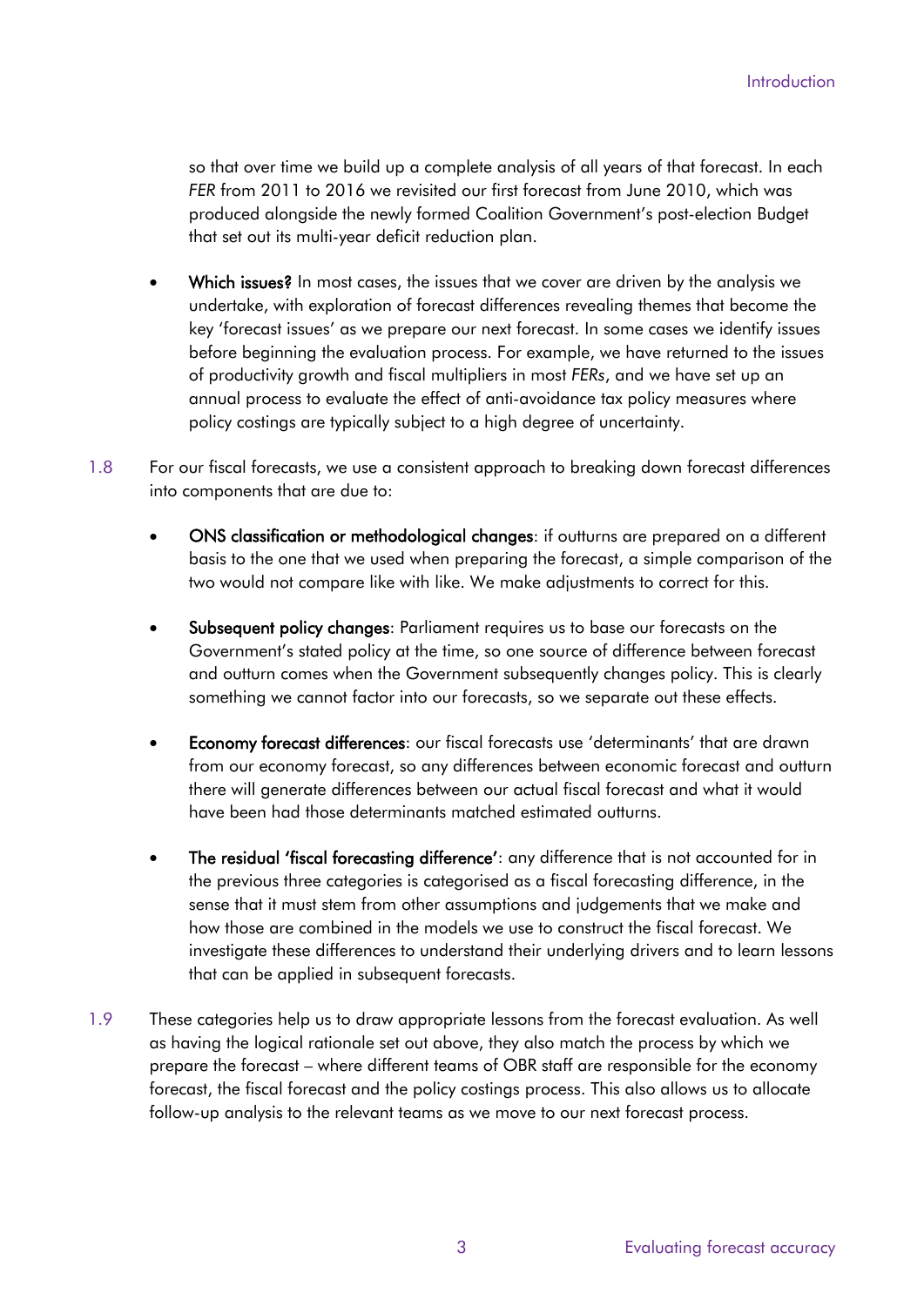so that over time we build up a complete analysis of all years of that forecast. In each *FER* from 2011 to 2016 we revisited our first forecast from June 2010, which was produced alongside the newly formed Coalition Government's post-election Budget that set out its multi-year deficit reduction plan.

- **Which issues?** In most cases, the issues that we cover are driven by the analysis we undertake, with exploration of forecast differences revealing themes that become the key 'forecast issues' as we prepare our next forecast. In some cases we identify issues before beginning the evaluation process. For example, we have returned to the issues of productivity growth and fiscal multipliers in most *FERs*, and we have set up an annual process to evaluate the effect of anti-avoidance tax policy measures where policy costings are typically subject to a high degree of uncertainty.

1.8 For our fiscal forecasts, we use a consistent approach to breaking down forecast differences into components that are due to:

- **ONS classification or methodological changes**: if outturns are prepared on a different basis to the one that we used when preparing the forecast, a simple comparison of the two would not compare like with like. We make adjustments to correct for this.
- **Subsequent policy changes**: Parliament requires us to base our forecasts on the Government's stated policy at the time, so one source of difference between forecast and outturn comes when the Government subsequently changes policy. This is clearly something we cannot factor into our forecasts, so we separate out these effects.
- **Economy forecast differences**: our fiscal forecasts use 'determinants' that are drawn from our economy forecast, so any differences between economic forecast and outturn there will generate differences between our actual fiscal forecast and what it would have been had those determinants matched estimated outturns.
- **The residual 'fiscal forecasting difference'**: any difference that is not accounted for in the previous three categories is categorised as a fiscal forecasting difference, in the sense that it must stem from other assumptions and judgements that we make and how those are combined in the models we use to construct the fiscal forecast. We investigate these differences to understand their underlying drivers and to learn lessons that can be applied in subsequent forecasts.

1.9 These categories help us to draw appropriate lessons from the forecast evaluation. As well as having the logical rationale set out above, they also match the process by which we prepare the forecast – where different teams of OBR staff are responsible for the economy forecast, the fiscal forecast and the policy costings process. This also allows us to allocate follow-up analysis to the relevant teams as we move to our next forecast process.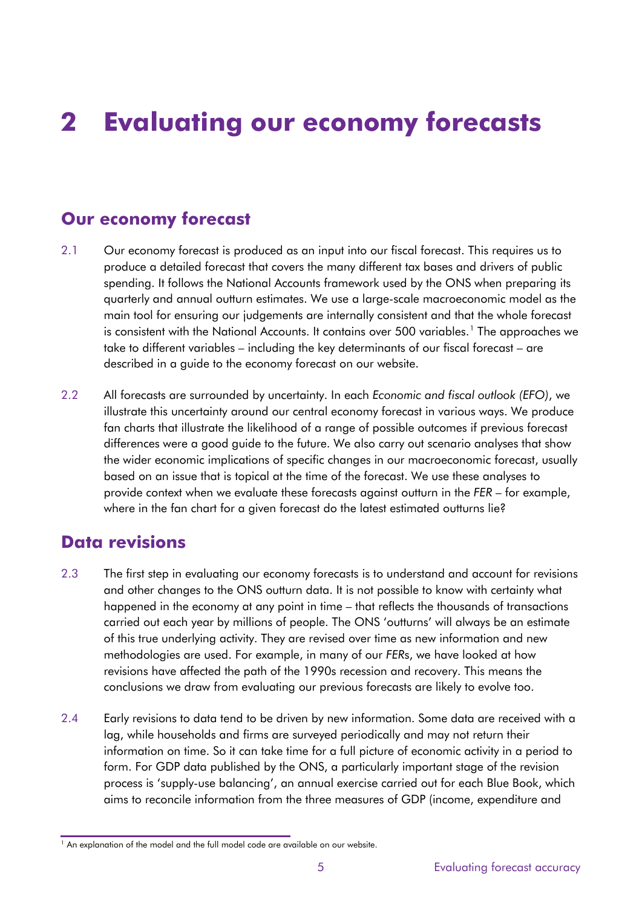# 2 Evaluating our economy forecasts

## Our economy forecast

2.1 Our economy forecast is produced as an input into our fiscal forecast. This requires us to produce a detailed forecast that covers the many different tax bases and drivers of public spending. It follows the National Accounts framework used by the ONS when preparing its quarterly and annual outturn estimates. We use a large-scale macroeconomic model as the main tool for ensuring our judgements are internally consistent and that the whole forecast is consistent with the National Accounts. It contains over 500 variables.[1] The approaches we take to different variables – including the key determinants of our fiscal forecast – are described in a guide to the economy forecast on our website.

2.2 All forecasts are surrounded by uncertainty. In each *Economic and fiscal outlook (EFO)*, we illustrate this uncertainty around our central economy forecast in various ways. We produce fan charts that illustrate the likelihood of a range of possible outcomes if previous forecast differences were a good guide to the future. We also carry out scenario analyses that show the wider economic implications of specific changes in our macroeconomic forecast, usually based on an issue that is topical at the time of the forecast. We use these analyses to provide context when we evaluate these forecasts against outturn in the *FER* – for example, where in the fan chart for a given forecast do the latest estimated outturns lie?

## Data revisions

2.3 The first step in evaluating our economy forecasts is to understand and account for revisions and other changes to the ONS outturn data. It is not possible to know with certainty what happened in the economy at any point in time – that reflects the thousands of transactions carried out each year by millions of people. The ONS 'outturns' will always be an estimate of this true underlying activity. They are revised over time as new information and new methodologies are used. For example, in many of our *FER*s, we have looked at how revisions have affected the path of the 1990s recession and recovery. This means the conclusions we draw from evaluating our previous forecasts are likely to evolve too.

2.4 Early revisions to data tend to be driven by new information. Some data are received with a lag, while households and firms are surveyed periodically and may not return their information on time. So it can take time for a full picture of economic activity in a period to form. For GDP data published by the ONS, a particularly important stage of the revision process is 'supply-use balancing', an annual exercise carried out for each Blue Book, which aims to reconcile information from the three measures of GDP (income, expenditure and

[1] An explanation of the model and the full model code are available on our website.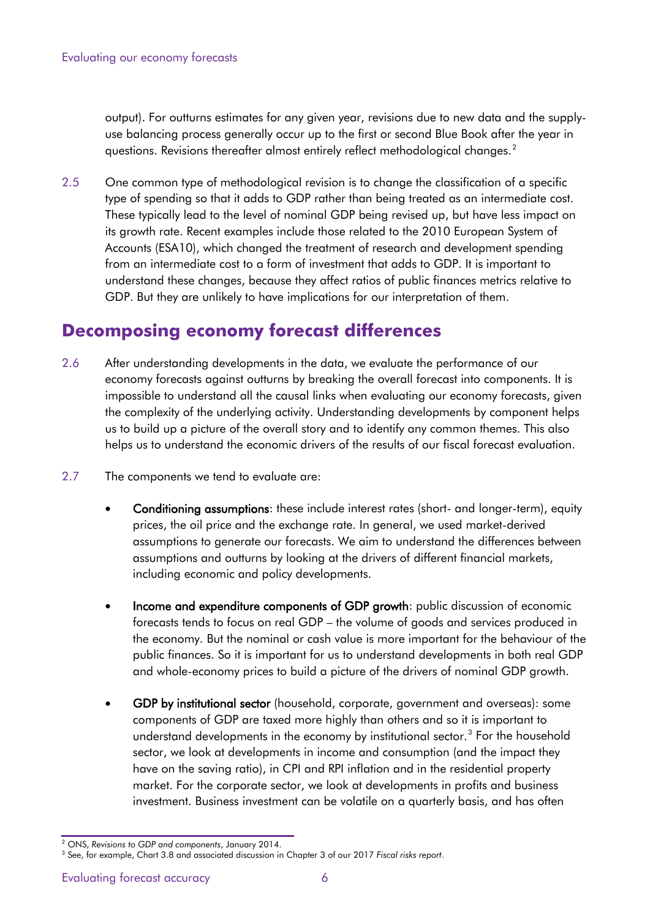output). For outturns estimates for any given year, revisions due to new data and the supply-use balancing process generally occur up to the first or second Blue Book after the year in questions. Revisions thereafter almost entirely reflect methodological changes.[2]

2.5 One common type of methodological revision is to change the classification of a specific type of spending so that it adds to GDP rather than being treated as an intermediate cost. These typically lead to the level of nominal GDP being revised up, but have less impact on its growth rate. Recent examples include those related to the 2010 European System of Accounts (ESA10), which changed the treatment of research and development spending from an intermediate cost to a form of investment that adds to GDP. It is important to understand these changes, because they affect ratios of public finances metrics relative to GDP. But they are unlikely to have implications for our interpretation of them.

## Decomposing economy forecast differences

2.6 After understanding developments in the data, we evaluate the performance of our economy forecasts against outturns by breaking the overall forecast into components. It is impossible to understand all the causal links when evaluating our economy forecasts, given the complexity of the underlying activity. Understanding developments by component helps us to build up a picture of the overall story and to identify any common themes. This also helps us to understand the economic drivers of the results of our fiscal forecast evaluation.

2.7 The components we tend to evaluate are:

- **Conditioning assumptions**: these include interest rates (short- and longer-term), equity prices, the oil price and the exchange rate. In general, we used market-derived assumptions to generate our forecasts. We aim to understand the differences between assumptions and outturns by looking at the drivers of different financial markets, including economic and policy developments.

- **Income and expenditure components of GDP growth**: public discussion of economic forecasts tends to focus on real GDP – the volume of goods and services produced in the economy. But the nominal or cash value is more important for the behaviour of the public finances. So it is important for us to understand developments in both real GDP and whole-economy prices to build a picture of the drivers of nominal GDP growth.

- **GDP by institutional sector** (household, corporate, government and overseas): some components of GDP are taxed more highly than others and so it is important to understand developments in the economy by institutional sector.[3] For the household sector, we look at developments in income and consumption (and the impact they have on the saving ratio), in CPI and RPI inflation and in the residential property market. For the corporate sector, we look at developments in profits and business investment. Business investment can be volatile on a quarterly basis, and has often

---

[2] ONS, *Revisions to GDP and components*, January 2014.

[3] See, for example, Chart 3.8 and associated discussion in Chapter 3 of our 2017 *Fiscal risks report*.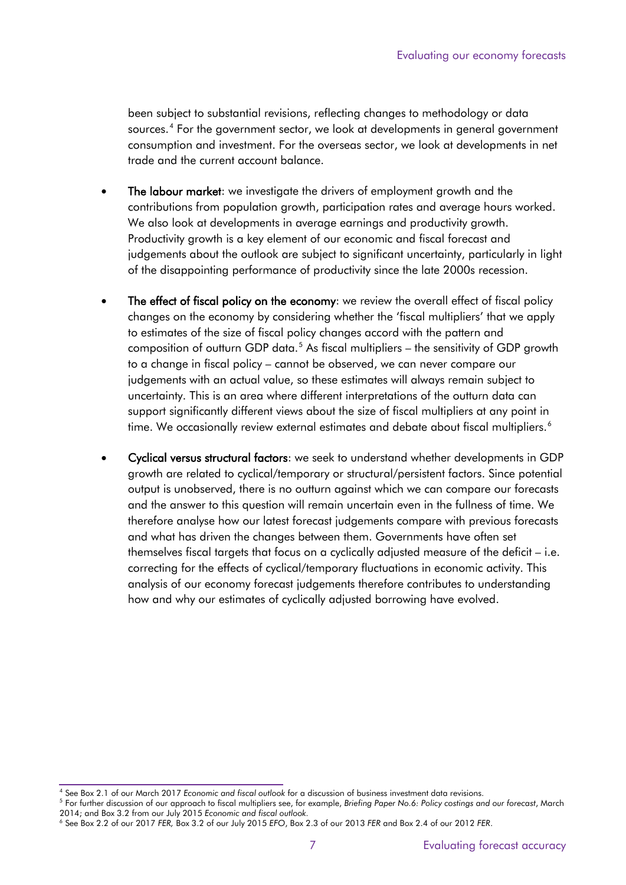been subject to substantial revisions, reflecting changes to methodology or data sources.[4] For the government sector, we look at developments in general government consumption and investment. For the overseas sector, we look at developments in net trade and the current account balance.

- **The labour market**: we investigate the drivers of employment growth and the contributions from population growth, participation rates and average hours worked. We also look at developments in average earnings and productivity growth. Productivity growth is a key element of our economic and fiscal forecast and judgements about the outlook are subject to significant uncertainty, particularly in light of the disappointing performance of productivity since the late 2000s recession.

- **The effect of fiscal policy on the economy**: we review the overall effect of fiscal policy changes on the economy by considering whether the 'fiscal multipliers' that we apply to estimates of the size of fiscal policy changes accord with the pattern and composition of outturn GDP data.[5] As fiscal multipliers – the sensitivity of GDP growth to a change in fiscal policy – cannot be observed, we can never compare our judgements with an actual value, so these estimates will always remain subject to uncertainty. This is an area where different interpretations of the outturn data can support significantly different views about the size of fiscal multipliers at any point in time. We occasionally review external estimates and debate about fiscal multipliers.[6]

- **Cyclical versus structural factors**: we seek to understand whether developments in GDP growth are related to cyclical/temporary or structural/persistent factors. Since potential output is unobserved, there is no outturn against which we can compare our forecasts and the answer to this question will remain uncertain even in the fullness of time. We therefore analyse how our latest forecast judgements compare with previous forecasts and what has driven the changes between them. Governments have often set themselves fiscal targets that focus on a cyclically adjusted measure of the deficit – i.e. correcting for the effects of cyclical/temporary fluctuations in economic activity. This analysis of our economy forecast judgements therefore contributes to understanding how and why our estimates of cyclically adjusted borrowing have evolved.

---

[4] See Box 2.1 of our March 2017 *Economic and fiscal outlook* for a discussion of business investment data revisions.

[5] For further discussion of our approach to fiscal multipliers see, for example, *Briefing Paper No.6: Policy costings and our forecast*, March 2014; and Box 3.2 from our July 2015 *Economic and fiscal outlook*.

[6] See Box 2.2 of our 2017 *FER*, Box 3.2 of our July 2015 *EFO*, Box 2.3 of our 2013 *FER* and Box 2.4 of our 2012 *FER*.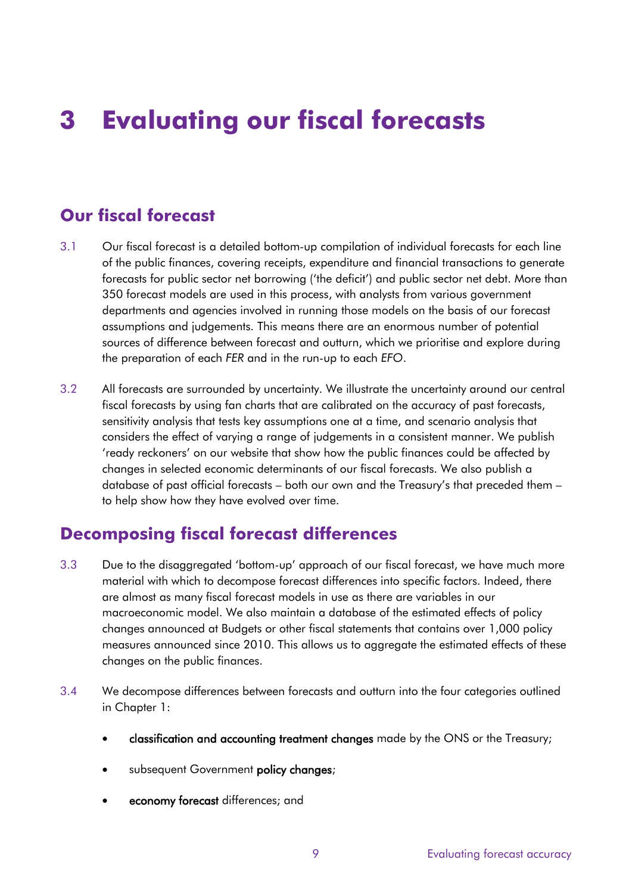# 3 Evaluating our fiscal forecasts

## Our fiscal forecast

3.1 Our fiscal forecast is a detailed bottom-up compilation of individual forecasts for each line of the public finances, covering receipts, expenditure and financial transactions to generate forecasts for public sector net borrowing ('the deficit') and public sector net debt. More than 350 forecast models are used in this process, with analysts from various government departments and agencies involved in running those models on the basis of our forecast assumptions and judgements. This means there are an enormous number of potential sources of difference between forecast and outturn, which we prioritise and explore during the preparation of each *FER* and in the run-up to each *EFO*.

3.2 All forecasts are surrounded by uncertainty. We illustrate the uncertainty around our central fiscal forecasts by using fan charts that are calibrated on the accuracy of past forecasts, sensitivity analysis that tests key assumptions one at a time, and scenario analysis that considers the effect of varying a range of judgements in a consistent manner. We publish 'ready reckoners' on our website that show how the public finances could be affected by changes in selected economic determinants of our fiscal forecasts. We also publish a database of past official forecasts – both our own and the Treasury's that preceded them – to help show how they have evolved over time.

## Decomposing fiscal forecast differences

3.3 Due to the disaggregated 'bottom-up' approach of our fiscal forecast, we have much more material with which to decompose forecast differences into specific factors. Indeed, there are almost as many fiscal forecast models in use as there are variables in our macroeconomic model. We also maintain a database of the estimated effects of policy changes announced at Budgets or other fiscal statements that contains over 1,000 policy measures announced since 2010. This allows us to aggregate the estimated effects of these changes on the public finances.

3.4 We decompose differences between forecasts and outturn into the four categories outlined in Chapter 1:

- **classification and accounting treatment changes** made by the ONS or the Treasury;
- subsequent Government **policy changes**;
- **economy forecast** differences; and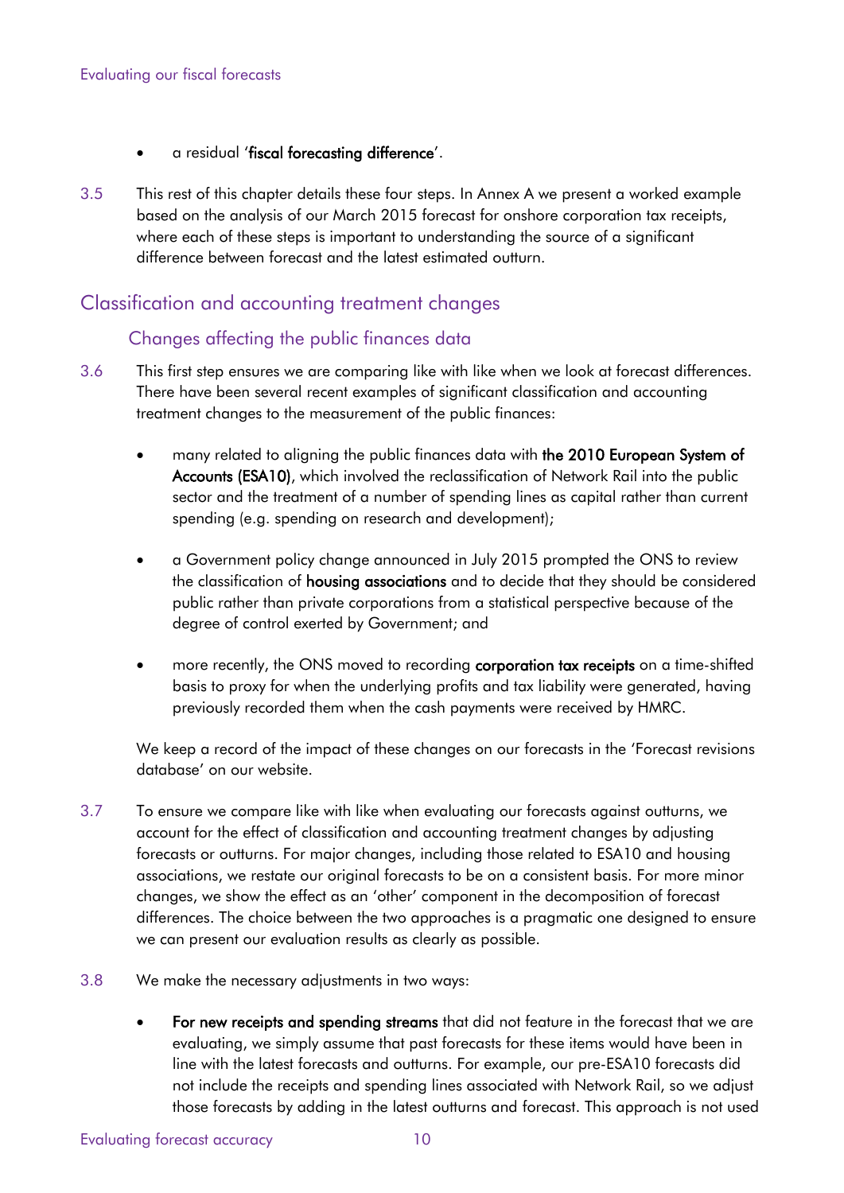- a residual '**fiscal forecasting difference**'.

3.5 This rest of this chapter details these four steps. In Annex A we present a worked example based on the analysis of our March 2015 forecast for onshore corporation tax receipts, where each of these steps is important to understanding the source of a significant difference between forecast and the latest estimated outturn.

## Classification and accounting treatment changes

### Changes affecting the public finances data

3.6 This first step ensures we are comparing like with like when we look at forecast differences. There have been several recent examples of significant classification and accounting treatment changes to the measurement of the public finances:

- many related to aligning the public finances data with **the 2010 European System of Accounts (ESA10)**, which involved the reclassification of Network Rail into the public sector and the treatment of a number of spending lines as capital rather than current spending (e.g. spending on research and development);
- a Government policy change announced in July 2015 prompted the ONS to review the classification of **housing associations** and to decide that they should be considered public rather than private corporations from a statistical perspective because of the degree of control exerted by Government; and
- more recently, the ONS moved to recording **corporation tax receipts** on a time-shifted basis to proxy for when the underlying profits and tax liability were generated, having previously recorded them when the cash payments were received by HMRC.

We keep a record of the impact of these changes on our forecasts in the 'Forecast revisions database' on our website.

3.7 To ensure we compare like with like when evaluating our forecasts against outturns, we account for the effect of classification and accounting treatment changes by adjusting forecasts or outturns. For major changes, including those related to ESA10 and housing associations, we restate our original forecasts to be on a consistent basis. For more minor changes, we show the effect as an 'other' component in the decomposition of forecast differences. The choice between the two approaches is a pragmatic one designed to ensure we can present our evaluation results as clearly as possible.

3.8 We make the necessary adjustments in two ways:

- **For new receipts and spending streams** that did not feature in the forecast that we are evaluating, we simply assume that past forecasts for these items would have been in line with the latest forecasts and outturns. For example, our pre-ESA10 forecasts did not include the receipts and spending lines associated with Network Rail, so we adjust those forecasts by adding in the latest outturns and forecast. This approach is not used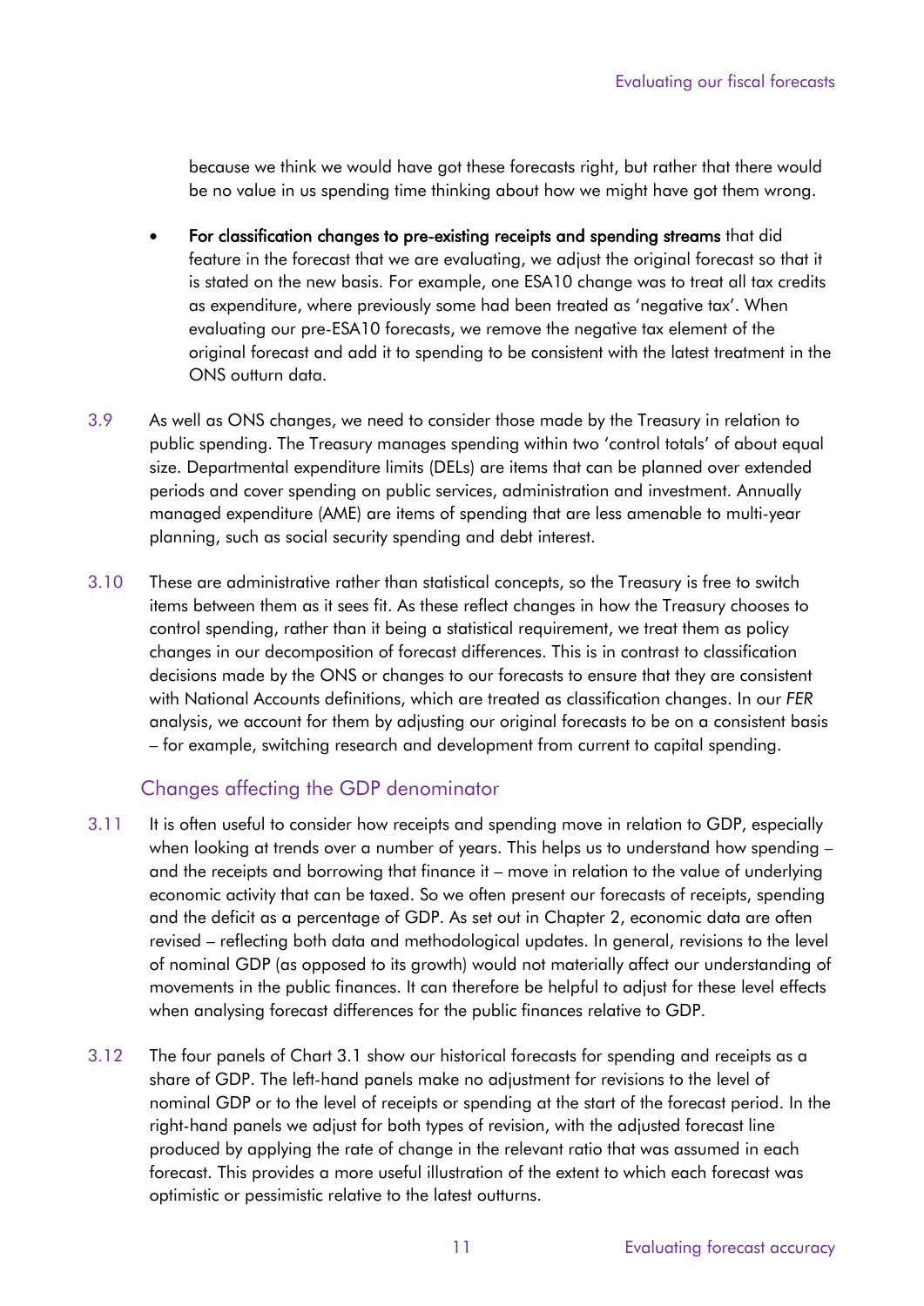because we think we would have got these forecasts right, but rather that there would be no value in us spending time thinking about how we might have got them wrong.

- **For classification changes to pre-existing receipts and spending streams** that did feature in the forecast that we are evaluating, we adjust the original forecast so that it is stated on the new basis. For example, one ESA10 change was to treat all tax credits as expenditure, where previously some had been treated as 'negative tax'. When evaluating our pre-ESA10 forecasts, we remove the negative tax element of the original forecast and add it to spending to be consistent with the latest treatment in the ONS outturn data.

3.9 As well as ONS changes, we need to consider those made by the Treasury in relation to public spending. The Treasury manages spending within two 'control totals' of about equal size. Departmental expenditure limits (DELs) are items that can be planned over extended periods and cover spending on public services, administration and investment. Annually managed expenditure (AME) are items of spending that are less amenable to multi-year planning, such as social security spending and debt interest.

3.10 These are administrative rather than statistical concepts, so the Treasury is free to switch items between them as it sees fit. As these reflect changes in how the Treasury chooses to control spending, rather than it being a statistical requirement, we treat them as policy changes in our decomposition of forecast differences. This is in contrast to classification decisions made by the ONS or changes to our forecasts to ensure that they are consistent with National Accounts definitions, which are treated as classification changes. In our *FER* analysis, we account for them by adjusting our original forecasts to be on a consistent basis – for example, switching research and development from current to capital spending.

## Changes affecting the GDP denominator

3.11 It is often useful to consider how receipts and spending move in relation to GDP, especially when looking at trends over a number of years. This helps us to understand how spending – and the receipts and borrowing that finance it – move in relation to the value of underlying economic activity that can be taxed. So we often present our forecasts of receipts, spending and the deficit as a percentage of GDP. As set out in Chapter 2, economic data are often revised – reflecting both data and methodological updates. In general, revisions to the level of nominal GDP (as opposed to its growth) would not materially affect our understanding of movements in the public finances. It can therefore be helpful to adjust for these level effects when analysing forecast differences for the public finances relative to GDP.

3.12 The four panels of Chart 3.1 show our historical forecasts for spending and receipts as a share of GDP. The left-hand panels make no adjustment for revisions to the level of nominal GDP or to the level of receipts or spending at the start of the forecast period. In the right-hand panels we adjust for both types of revision, with the adjusted forecast line produced by applying the rate of change in the relevant ratio that was assumed in each forecast. This provides a more useful illustration of the extent to which each forecast was optimistic or pessimistic relative to the latest outturns.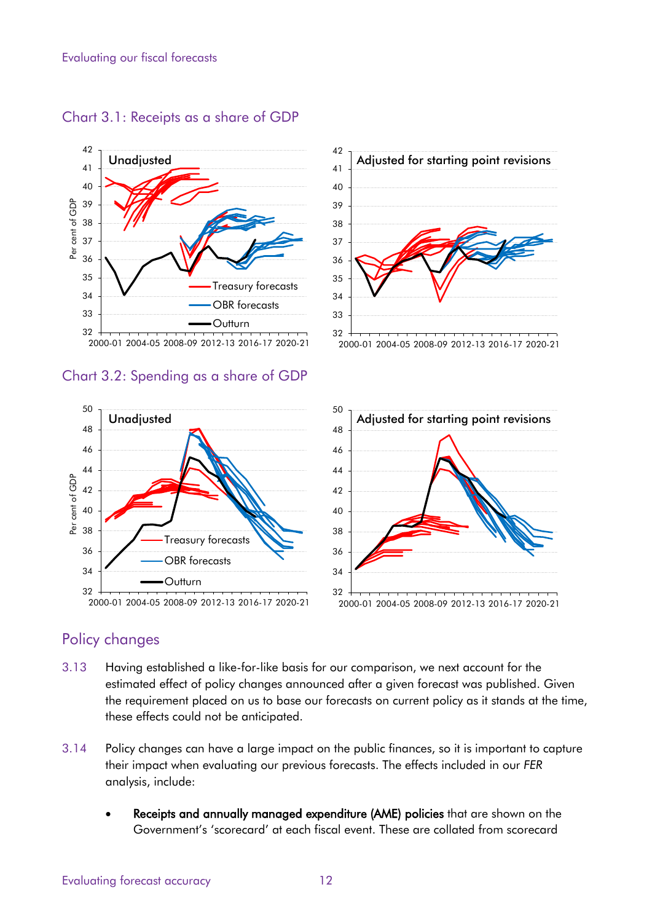## Chart 3.1: Receipts as a share of GDP

## Chart 3.2: Spending as a share of GDP

## Policy changes

3.13 Having established a like-for-like basis for our comparison, we next account for the estimated effect of policy changes announced after a given forecast was published. Given the requirement placed on us to base our forecasts on current policy as it stands at the time, these effects could not be anticipated.

3.14 Policy changes can have a large impact on the public finances, so it is important to capture their impact when evaluating our previous forecasts. The effects included in our *FER* analysis, include:

- **Receipts and annually managed expenditure (AME) policies** that are shown on the Government's 'scorecard' at each fiscal event. These are collated from scorecard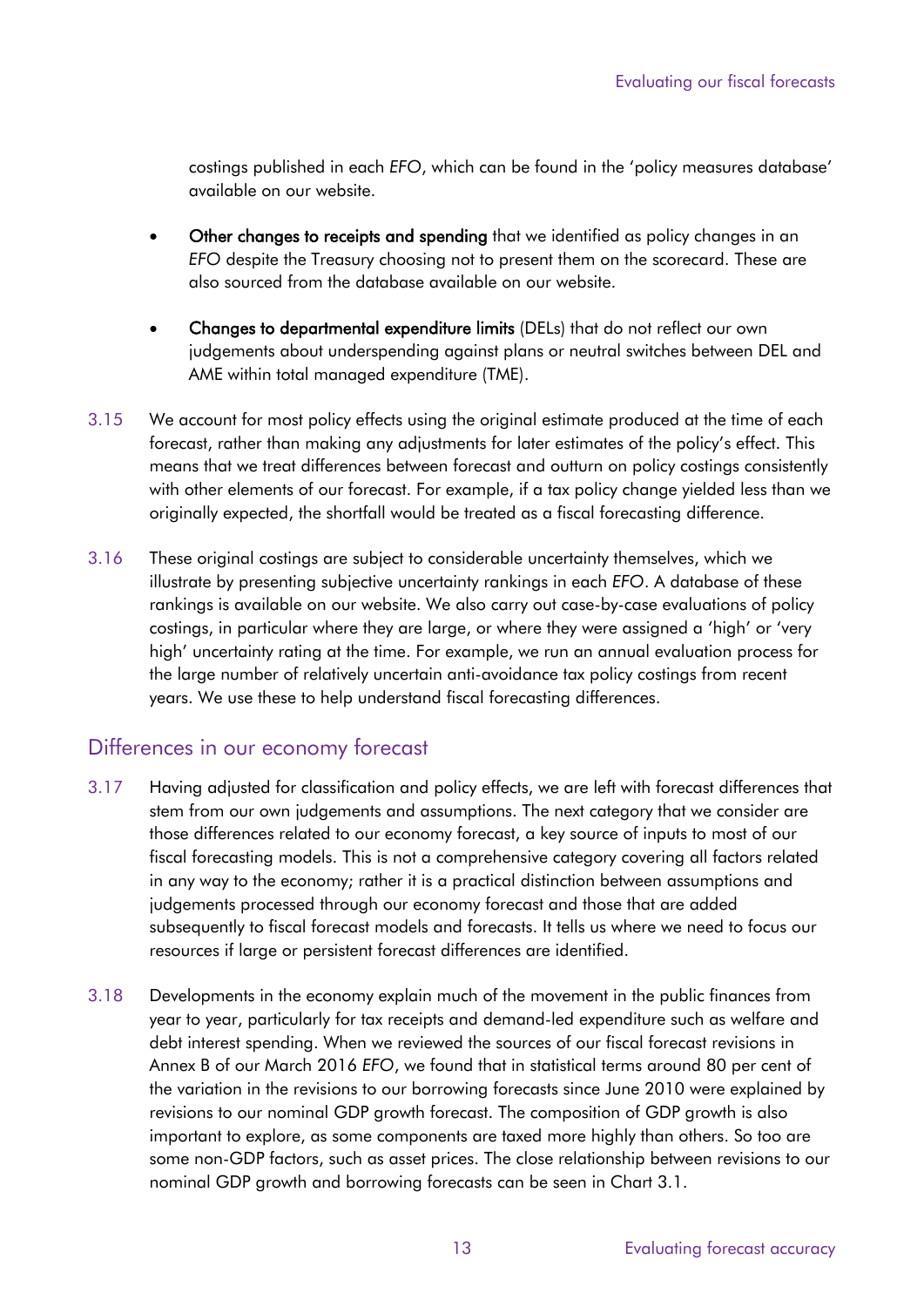costings published in each *EFO*, which can be found in the 'policy measures database' available on our website.

- **Other changes to receipts and spending** that we identified as policy changes in an *EFO* despite the Treasury choosing not to present them on the scorecard. These are also sourced from the database available on our website.

- **Changes to departmental expenditure limits** (DELs) that do not reflect our own judgements about underspending against plans or neutral switches between DEL and AME within total managed expenditure (TME).

3.15 We account for most policy effects using the original estimate produced at the time of each forecast, rather than making any adjustments for later estimates of the policy's effect. This means that we treat differences between forecast and outturn on policy costings consistently with other elements of our forecast. For example, if a tax policy change yielded less than we originally expected, the shortfall would be treated as a fiscal forecasting difference.

3.16 These original costings are subject to considerable uncertainty themselves, which we illustrate by presenting subjective uncertainty rankings in each *EFO*. A database of these rankings is available on our website. We also carry out case-by-case evaluations of policy costings, in particular where they are large, or where they were assigned a 'high' or 'very high' uncertainty rating at the time. For example, we run an annual evaluation process for the large number of relatively uncertain anti-avoidance tax policy costings from recent years. We use these to help understand fiscal forecasting differences.

## Differences in our economy forecast

3.17 Having adjusted for classification and policy effects, we are left with forecast differences that stem from our own judgements and assumptions. The next category that we consider are those differences related to our economy forecast, a key source of inputs to most of our fiscal forecasting models. This is not a comprehensive category covering all factors related in any way to the economy; rather it is a practical distinction between assumptions and judgements processed through our economy forecast and those that are added subsequently to fiscal forecast models and forecasts. It tells us where we need to focus our resources if large or persistent forecast differences are identified.

3.18 Developments in the economy explain much of the movement in the public finances from year to year, particularly for tax receipts and demand-led expenditure such as welfare and debt interest spending. When we reviewed the sources of our fiscal forecast revisions in Annex B of our March 2016 *EFO*, we found that in statistical terms around 80 per cent of the variation in the revisions to our borrowing forecasts since June 2010 were explained by revisions to our nominal GDP growth forecast. The composition of GDP growth is also important to explore, as some components are taxed more highly than others. So too are some non-GDP factors, such as asset prices. The close relationship between revisions to our nominal GDP growth and borrowing forecasts can be seen in Chart 3.1.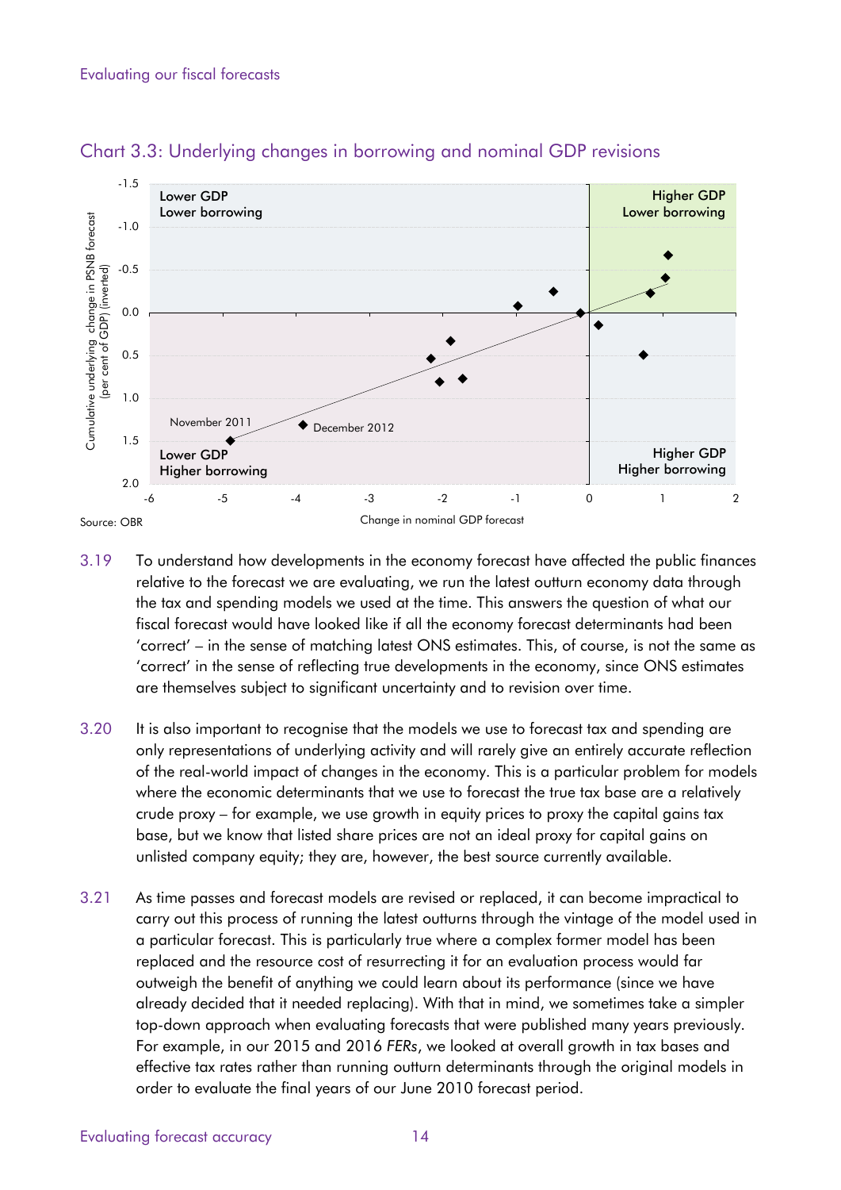## Chart 3.3: Underlying changes in borrowing and nominal GDP revisions

Source: OBR

3.19 To understand how developments in the economy forecast have affected the public finances relative to the forecast we are evaluating, we run the latest outturn economy data through the tax and spending models we used at the time. This answers the question of what our fiscal forecast would have looked like if all the economy forecast determinants had been 'correct' – in the sense of matching latest ONS estimates. This, of course, is not the same as 'correct' in the sense of reflecting true developments in the economy, since ONS estimates are themselves subject to significant uncertainty and to revision over time.

3.20 It is also important to recognise that the models we use to forecast tax and spending are only representations of underlying activity and will rarely give an entirely accurate reflection of the real-world impact of changes in the economy. This is a particular problem for models where the economic determinants that we use to forecast the true tax base are a relatively crude proxy – for example, we use growth in equity prices to proxy the capital gains tax base, but we know that listed share prices are not an ideal proxy for capital gains on unlisted company equity; they are, however, the best source currently available.

3.21 As time passes and forecast models are revised or replaced, it can become impractical to carry out this process of running the latest outturns through the vintage of the model used in a particular forecast. This is particularly true where a complex former model has been replaced and the resource cost of resurrecting it for an evaluation process would far outweigh the benefit of anything we could learn about its performance (since we have already decided that it needed replacing). With that in mind, we sometimes take a simpler top-down approach when evaluating forecasts that were published many years previously. For example, in our 2015 and 2016 *FERs*, we looked at overall growth in tax bases and effective tax rates rather than running outturn determinants through the original models in order to evaluate the final years of our June 2010 forecast period.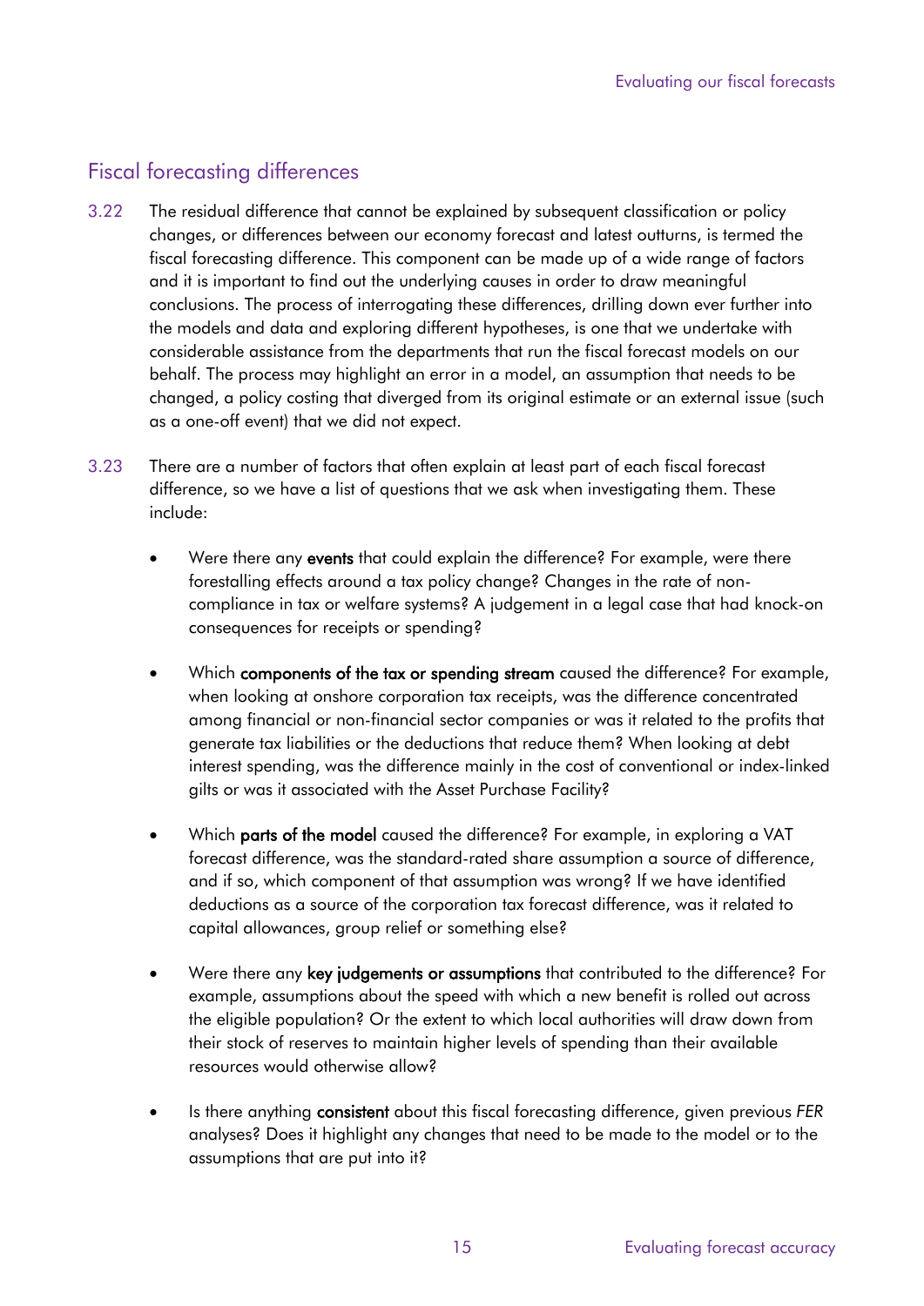## Fiscal forecasting differences

3.22 The residual difference that cannot be explained by subsequent classification or policy changes, or differences between our economy forecast and latest outturns, is termed the fiscal forecasting difference. This component can be made up of a wide range of factors and it is important to find out the underlying causes in order to draw meaningful conclusions. The process of interrogating these differences, drilling down ever further into the models and data and exploring different hypotheses, is one that we undertake with considerable assistance from the departments that run the fiscal forecast models on our behalf. The process may highlight an error in a model, an assumption that needs to be changed, a policy costing that diverged from its original estimate or an external issue (such as a one-off event) that we did not expect.

3.23 There are a number of factors that often explain at least part of each fiscal forecast difference, so we have a list of questions that we ask when investigating them. These include:

- Were there any **events** that could explain the difference? For example, were there forestalling effects around a tax policy change? Changes in the rate of non-compliance in tax or welfare systems? A judgement in a legal case that had knock-on consequences for receipts or spending?

- Which **components of the tax or spending stream** caused the difference? For example, when looking at onshore corporation tax receipts, was the difference concentrated among financial or non-financial sector companies or was it related to the profits that generate tax liabilities or the deductions that reduce them? When looking at debt interest spending, was the difference mainly in the cost of conventional or index-linked gilts or was it associated with the Asset Purchase Facility?

- Which **parts of the model** caused the difference? For example, in exploring a VAT forecast difference, was the standard-rated share assumption a source of difference, and if so, which component of that assumption was wrong? If we have identified deductions as a source of the corporation tax forecast difference, was it related to capital allowances, group relief or something else?

- Were there any **key judgements or assumptions** that contributed to the difference? For example, assumptions about the speed with which a new benefit is rolled out across the eligible population? Or the extent to which local authorities will draw down from their stock of reserves to maintain higher levels of spending than their available resources would otherwise allow?

- Is there anything **consistent** about this fiscal forecasting difference, given previous *FER* analyses? Does it highlight any changes that need to be made to the model or to the assumptions that are put into it?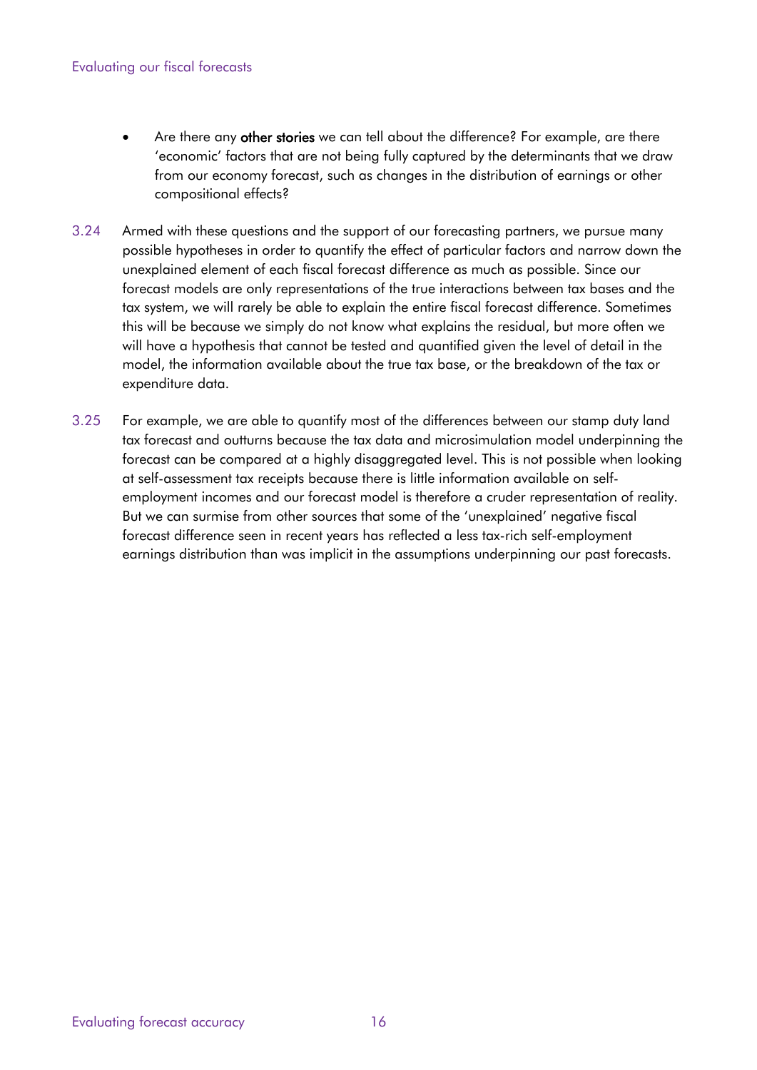- Are there any **other stories** we can tell about the difference? For example, are there 'economic' factors that are not being fully captured by the determinants that we draw from our economy forecast, such as changes in the distribution of earnings or other compositional effects?

3.24 Armed with these questions and the support of our forecasting partners, we pursue many possible hypotheses in order to quantify the effect of particular factors and narrow down the unexplained element of each fiscal forecast difference as much as possible. Since our forecast models are only representations of the true interactions between tax bases and the tax system, we will rarely be able to explain the entire fiscal forecast difference. Sometimes this will be because we simply do not know what explains the residual, but more often we will have a hypothesis that cannot be tested and quantified given the level of detail in the model, the information available about the true tax base, or the breakdown of the tax or expenditure data.

3.25 For example, we are able to quantify most of the differences between our stamp duty land tax forecast and outturns because the tax data and microsimulation model underpinning the forecast can be compared at a highly disaggregated level. This is not possible when looking at self-assessment tax receipts because there is little information available on self-employment incomes and our forecast model is therefore a cruder representation of reality. But we can surmise from other sources that some of the 'unexplained' negative fiscal forecast difference seen in recent years has reflected a less tax-rich self-employment earnings distribution than was implicit in the assumptions underpinning our past forecasts.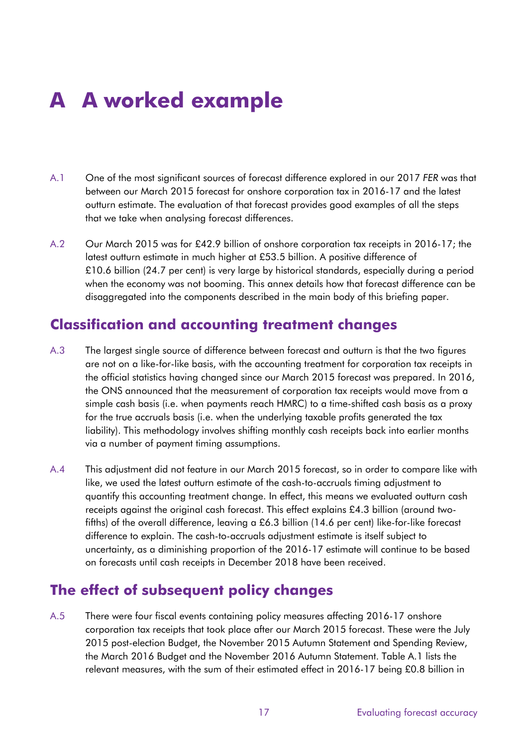# A A worked example

A.1 One of the most significant sources of forecast difference explored in our 2017 *FER* was that between our March 2015 forecast for onshore corporation tax in 2016-17 and the latest outturn estimate. The evaluation of that forecast provides good examples of all the steps that we take when analysing forecast differences.

A.2 Our March 2015 was for £42.9 billion of onshore corporation tax receipts in 2016-17; the latest outturn estimate in much higher at £53.5 billion. A positive difference of £10.6 billion (24.7 per cent) is very large by historical standards, especially during a period when the economy was not booming. This annex details how that forecast difference can be disaggregated into the components described in the main body of this briefing paper.

## Classification and accounting treatment changes

A.3 The largest single source of difference between forecast and outturn is that the two figures are not on a like-for-like basis, with the accounting treatment for corporation tax receipts in the official statistics having changed since our March 2015 forecast was prepared. In 2016, the ONS announced that the measurement of corporation tax receipts would move from a simple cash basis (i.e. when payments reach HMRC) to a time-shifted cash basis as a proxy for the true accruals basis (i.e. when the underlying taxable profits generated the tax liability). This methodology involves shifting monthly cash receipts back into earlier months via a number of payment timing assumptions.

A.4 This adjustment did not feature in our March 2015 forecast, so in order to compare like with like, we used the latest outturn estimate of the cash-to-accruals timing adjustment to quantify this accounting treatment change. In effect, this means we evaluated outturn cash receipts against the original cash forecast. This effect explains £4.3 billion (around two-fifths) of the overall difference, leaving a £6.3 billion (14.6 per cent) like-for-like forecast difference to explain. The cash-to-accruals adjustment estimate is itself subject to uncertainty, as a diminishing proportion of the 2016-17 estimate will continue to be based on forecasts until cash receipts in December 2018 have been received.

## The effect of subsequent policy changes

A.5 There were four fiscal events containing policy measures affecting 2016-17 onshore corporation tax receipts that took place after our March 2015 forecast. These were the July 2015 post-election Budget, the November 2015 Autumn Statement and Spending Review, the March 2016 Budget and the November 2016 Autumn Statement. Table A.1 lists the relevant measures, with the sum of their estimated effect in 2016-17 being £0.8 billion in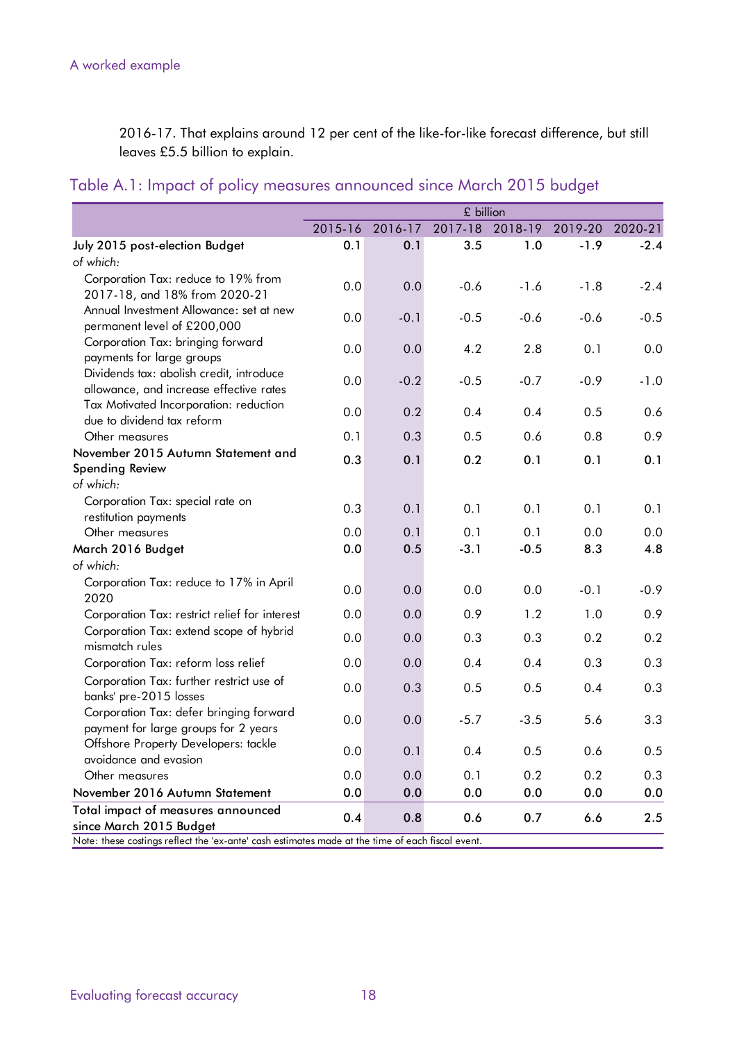2016-17. That explains around 12 per cent of the like-for-like forecast difference, but still leaves £5.5 billion to explain.

## Table A.1: Impact of policy measures announced since March 2015 budget

| | £ billion | | | | | |
|---|---|---|---|---|---|---|
| | 2015-16 | 2016-17 | 2017-18 | 2018-19 | 2019-20 | 2020-21 |
| **July 2015 post-election Budget** | **0.1** | **0.1** | **3.5** | **1.0** | **-1.9** | **-2.4** |
| *of which:* | | | | | | |
| Corporation Tax: reduce to 19% from 2017-18, and 18% from 2020-21 | 0.0 | 0.0 | -0.6 | -1.6 | -1.8 | -2.4 |
| Annual Investment Allowance: set at new permanent level of £200,000 | 0.0 | -0.1 | -0.5 | -0.6 | -0.6 | -0.5 |
| Corporation Tax: bringing forward payments for large groups | 0.0 | 0.0 | 4.2 | 2.8 | 0.1 | 0.0 |
| Dividends tax: abolish credit, introduce allowance, and increase effective rates | 0.0 | -0.2 | -0.5 | -0.7 | -0.9 | -1.0 |
| Tax Motivated Incorporation: reduction due to dividend tax reform | 0.0 | 0.2 | 0.4 | 0.4 | 0.5 | 0.6 |
| Other measures | 0.1 | 0.3 | 0.5 | 0.6 | 0.8 | 0.9 |
| **November 2015 Autumn Statement and Spending Review** | **0.3** | **0.1** | **0.2** | **0.1** | **0.1** | **0.1** |
| *of which:* | | | | | | |
| Corporation Tax: special rate on restitution payments | 0.3 | 0.1 | 0.1 | 0.1 | 0.1 | 0.1 |
| Other measures | 0.0 | 0.1 | 0.1 | 0.1 | 0.0 | 0.0 |
| **March 2016 Budget** | **0.0** | **0.5** | **-3.1** | **-0.5** | **8.3** | **4.8** |
| *of which:* | | | | | | |
| Corporation Tax: reduce to 17% in April 2020 | 0.0 | 0.0 | 0.0 | 0.0 | -0.1 | -0.9 |
| Corporation Tax: restrict relief for interest | 0.0 | 0.0 | 0.9 | 1.2 | 1.0 | 0.9 |
| Corporation Tax: extend scope of hybrid mismatch rules | 0.0 | 0.0 | 0.3 | 0.3 | 0.2 | 0.2 |
| Corporation Tax: reform loss relief | 0.0 | 0.0 | 0.4 | 0.4 | 0.3 | 0.3 |
| Corporation Tax: further restrict use of banks' pre-2015 losses | 0.0 | 0.3 | 0.5 | 0.5 | 0.4 | 0.3 |
| Corporation Tax: defer bringing forward payment for large groups for 2 years | 0.0 | 0.0 | -5.7 | -3.5 | 5.6 | 3.3 |
| Offshore Property Developers: tackle avoidance and evasion | 0.0 | 0.1 | 0.4 | 0.5 | 0.6 | 0.5 |
| Other measures | 0.0 | 0.0 | 0.1 | 0.2 | 0.2 | 0.3 |
| **November 2016 Autumn Statement** | **0.0** | **0.0** | **0.0** | **0.0** | **0.0** | **0.0** |
| **Total impact of measures announced since March 2015 Budget** | **0.4** | **0.8** | **0.6** | **0.7** | **6.6** | **2.5** |

Note: these costings reflect the 'ex-ante' cash estimates made at the time of each fiscal event.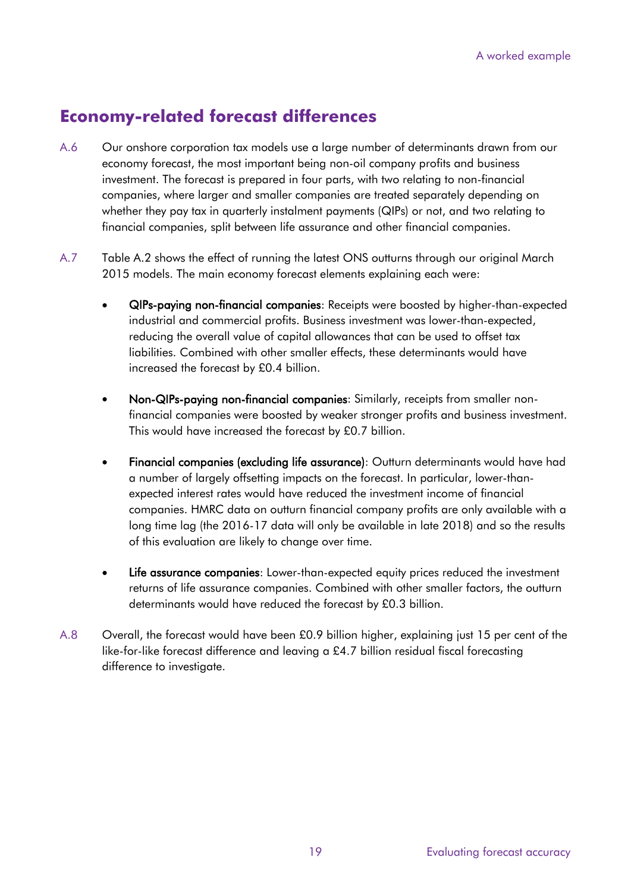## Economy-related forecast differences

A.6 Our onshore corporation tax models use a large number of determinants drawn from our economy forecast, the most important being non-oil company profits and business investment. The forecast is prepared in four parts, with two relating to non-financial companies, where larger and smaller companies are treated separately depending on whether they pay tax in quarterly instalment payments (QIPs) or not, and two relating to financial companies, split between life assurance and other financial companies.

A.7 Table A.2 shows the effect of running the latest ONS outturns through our original March 2015 models. The main economy forecast elements explaining each were:

- **QIPs-paying non-financial companies**: Receipts were boosted by higher-than-expected industrial and commercial profits. Business investment was lower-than-expected, reducing the overall value of capital allowances that can be used to offset tax liabilities. Combined with other smaller effects, these determinants would have increased the forecast by £0.4 billion.
- **Non-QIPs-paying non-financial companies**: Similarly, receipts from smaller non-financial companies were boosted by weaker stronger profits and business investment. This would have increased the forecast by £0.7 billion.
- **Financial companies (excluding life assurance)**: Outturn determinants would have had a number of largely offsetting impacts on the forecast. In particular, lower-than-expected interest rates would have reduced the investment income of financial companies. HMRC data on outturn financial company profits are only available with a long time lag (the 2016-17 data will only be available in late 2018) and so the results of this evaluation are likely to change over time.
- **Life assurance companies**: Lower-than-expected equity prices reduced the investment returns of life assurance companies. Combined with other smaller factors, the outturn determinants would have reduced the forecast by £0.3 billion.

A.8 Overall, the forecast would have been £0.9 billion higher, explaining just 15 per cent of the like-for-like forecast difference and leaving a £4.7 billion residual fiscal forecasting difference to investigate.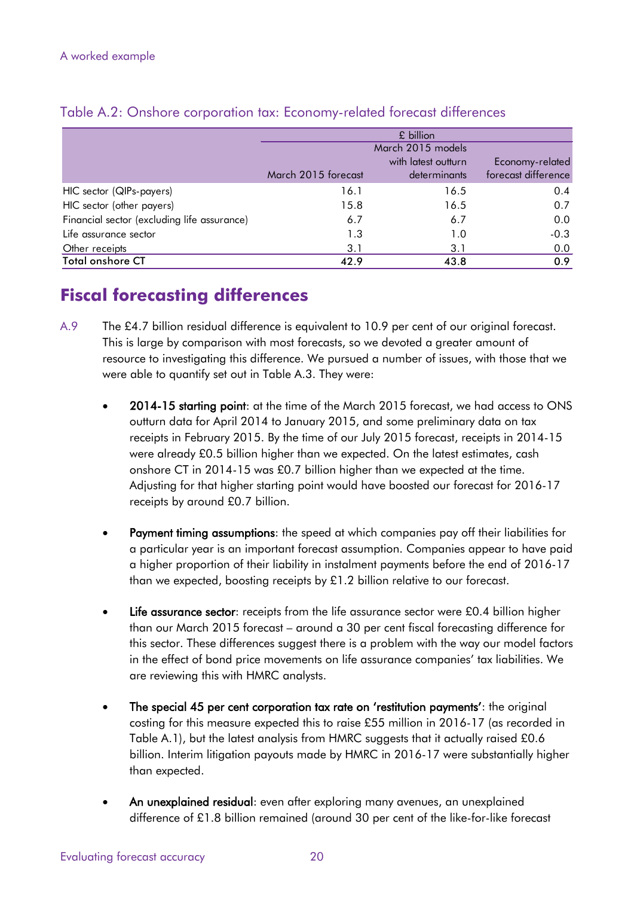Table A.2: Onshore corporation tax: Economy-related forecast differences

| | £ billion | | |
|---|---|---|---|
| | March 2015 forecast | March 2015 models with latest outturn determinants | Economy-related forecast difference |
| HIC sector (QIPs-payers) | 16.1 | 16.5 | 0.4 |
| HIC sector (other payers) | 15.8 | 16.5 | 0.7 |
| Financial sector (excluding life assurance) | 6.7 | 6.7 | 0.0 |
| Life assurance sector | 1.3 | 1.0 | -0.3 |
| Other receipts | 3.1 | 3.1 | 0.0 |
| Total onshore CT | 42.9 | 43.8 | 0.9 |

## Fiscal forecasting differences

A.9 The £4.7 billion residual difference is equivalent to 10.9 per cent of our original forecast. This is large by comparison with most forecasts, so we devoted a greater amount of resource to investigating this difference. We pursued a number of issues, with those that we were able to quantify set out in Table A.3. They were:

- **2014-15 starting point**: at the time of the March 2015 forecast, we had access to ONS outturn data for April 2014 to January 2015, and some preliminary data on tax receipts in February 2015. By the time of our July 2015 forecast, receipts in 2014-15 were already £0.5 billion higher than we expected. On the latest estimates, cash onshore CT in 2014-15 was £0.7 billion higher than we expected at the time. Adjusting for that higher starting point would have boosted our forecast for 2016-17 receipts by around £0.7 billion.

- **Payment timing assumptions**: the speed at which companies pay off their liabilities for a particular year is an important forecast assumption. Companies appear to have paid a higher proportion of their liability in instalment payments before the end of 2016-17 than we expected, boosting receipts by £1.2 billion relative to our forecast.

- **Life assurance sector**: receipts from the life assurance sector were £0.4 billion higher than our March 2015 forecast – around a 30 per cent fiscal forecasting difference for this sector. These differences suggest there is a problem with the way our model factors in the effect of bond price movements on life assurance companies' tax liabilities. We are reviewing this with HMRC analysts.

- **The special 45 per cent corporation tax rate on 'restitution payments'**: the original costing for this measure expected this to raise £55 million in 2016-17 (as recorded in Table A.1), but the latest analysis from HMRC suggests that it actually raised £0.6 billion. Interim litigation payouts made by HMRC in 2016-17 were substantially higher than expected.

- **An unexplained residual**: even after exploring many avenues, an unexplained difference of £1.8 billion remained (around 30 per cent of the like-for-like forecast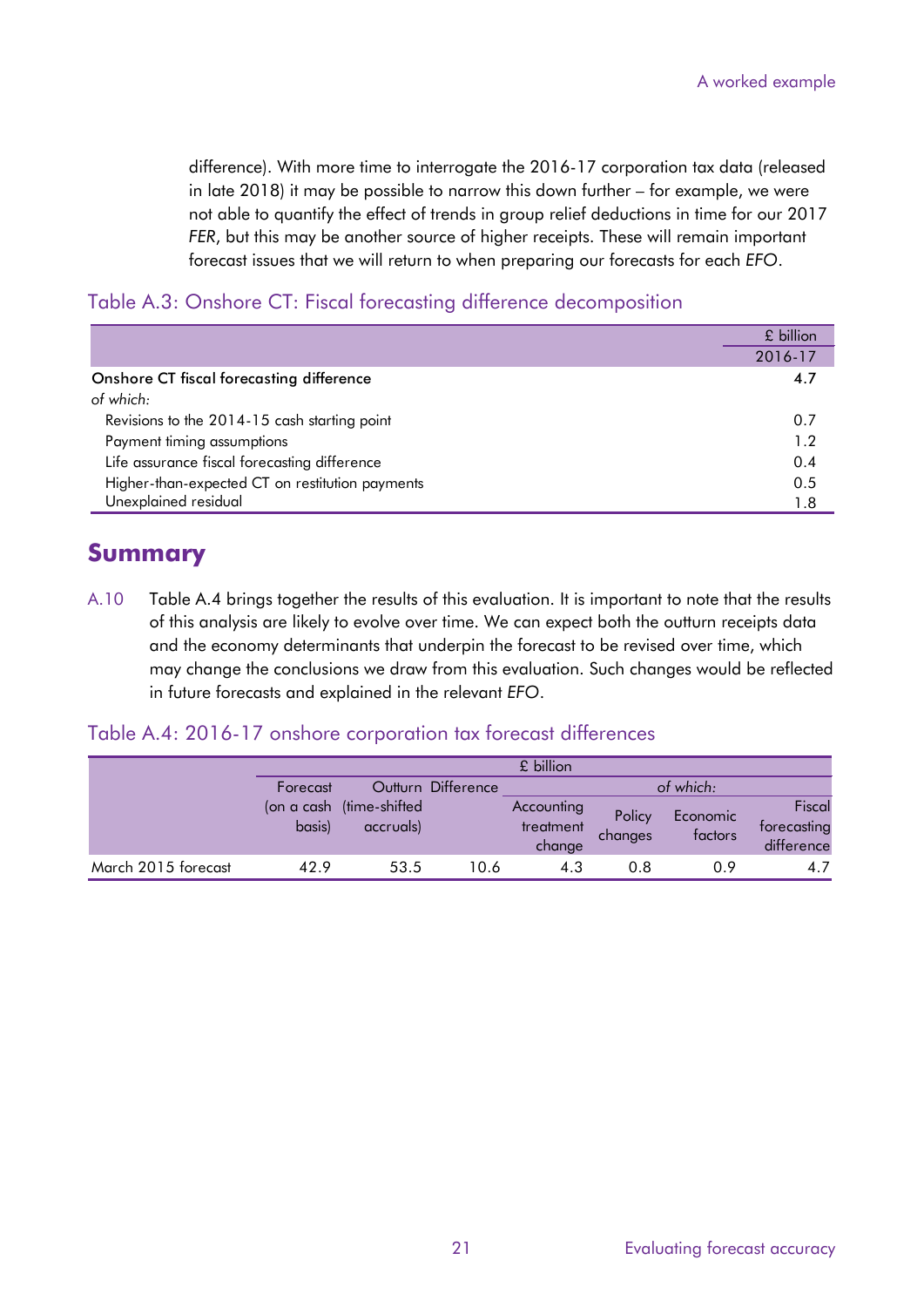difference). With more time to interrogate the 2016-17 corporation tax data (released in late 2018) it may be possible to narrow this down further – for example, we were not able to quantify the effect of trends in group relief deductions in time for our 2017 *FER*, but this may be another source of higher receipts. These will remain important forecast issues that we will return to when preparing our forecasts for each *EFO*.

### Table A.3: Onshore CT: Fiscal forecasting difference decomposition

| | £ billion |
|---|---|
| | 2016-17 |
| **Onshore CT fiscal forecasting difference** | 4.7 |
| *of which:* | |
| Revisions to the 2014-15 cash starting point | 0.7 |
| Payment timing assumptions | 1.2 |
| Life assurance fiscal forecasting difference | 0.4 |
| Higher-than-expected CT on restitution payments | 0.5 |
| Unexplained residual | 1.8 |

## Summary

A.10 Table A.4 brings together the results of this evaluation. It is important to note that the results of this analysis are likely to evolve over time. We can expect both the outturn receipts data and the economy determinants that underpin the forecast to be revised over time, which may change the conclusions we draw from this evaluation. Such changes would be reflected in future forecasts and explained in the relevant *EFO*.

### Table A.4: 2016-17 onshore corporation tax forecast differences

| | £ billion | | | | | | |
|---|---|---|---|---|---|---|---|
| | Forecast (on a cash basis) | Outturn (time-shifted accruals) | Difference | *of which:* Accounting treatment change | Policy changes | Economic factors | Fiscal forecasting difference |
| March 2015 forecast | 42.9 | 53.5 | 10.6 | 4.3 | 0.8 | 0.9 | 4.7 |